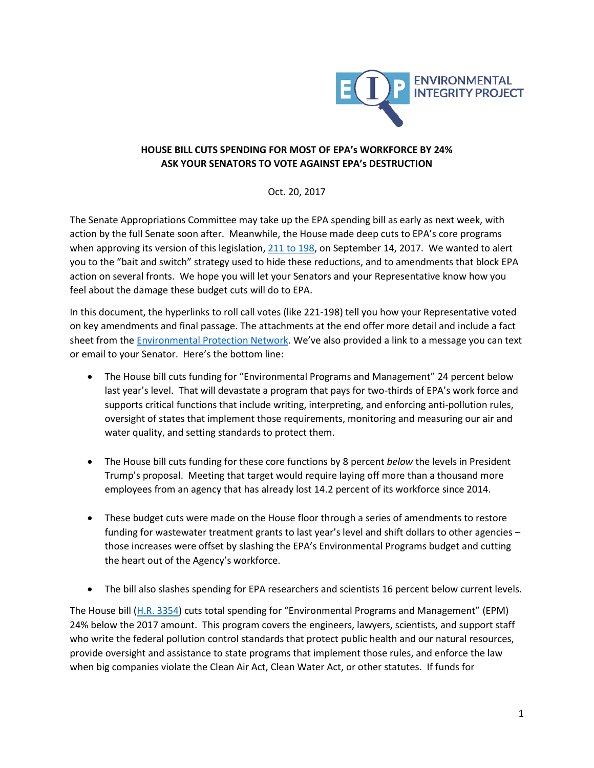ENVIRONMENTAL INTEGRITY PROJECT

**HOUSE BILL CUTS SPENDING FOR MOST OF EPA's WORKFORCE BY 24%**
**ASK YOUR SENATORS TO VOTE AGAINST EPA's DESTRUCTION**

Oct. 20, 2017

The Senate Appropriations Committee may take up the EPA spending bill as early as next week, with action by the full Senate soon after. Meanwhile, the House made deep cuts to EPA's core programs when approving its version of this legislation, 211 to 198, on September 14, 2017. We wanted to alert you to the "bait and switch" strategy used to hide these reductions, and to amendments that block EPA action on several fronts. We hope you will let your Senators and your Representative know how you feel about the damage these budget cuts will do to EPA.

In this document, the hyperlinks to roll call votes (like 221-198) tell you how your Representative voted on key amendments and final passage. The attachments at the end offer more detail and include a fact sheet from the Environmental Protection Network. We've also provided a link to a message you can text or email to your Senator. Here's the bottom line:

- The House bill cuts funding for "Environmental Programs and Management" 24 percent below last year's level. That will devastate a program that pays for two-thirds of EPA's work force and supports critical functions that include writing, interpreting, and enforcing anti-pollution rules, oversight of states that implement those requirements, monitoring and measuring our air and water quality, and setting standards to protect them.

- The House bill cuts funding for these core functions by 8 percent *below* the levels in President Trump's proposal. Meeting that target would require laying off more than a thousand more employees from an agency that has already lost 14.2 percent of its workforce since 2014.

- These budget cuts were made on the House floor through a series of amendments to restore funding for wastewater treatment grants to last year's level and shift dollars to other agencies – those increases were offset by slashing the EPA's Environmental Programs budget and cutting the heart out of the Agency's workforce.

- The bill also slashes spending for EPA researchers and scientists 16 percent below current levels.

The House bill (H.R. 3354) cuts total spending for "Environmental Programs and Management" (EPM) 24% below the 2017 amount. This program covers the engineers, lawyers, scientists, and support staff who write the federal pollution control standards that protect public health and our natural resources, provide oversight and assistance to state programs that implement those rules, and enforce the law when big companies violate the Clean Air Act, Clean Water Act, or other statutes. If funds for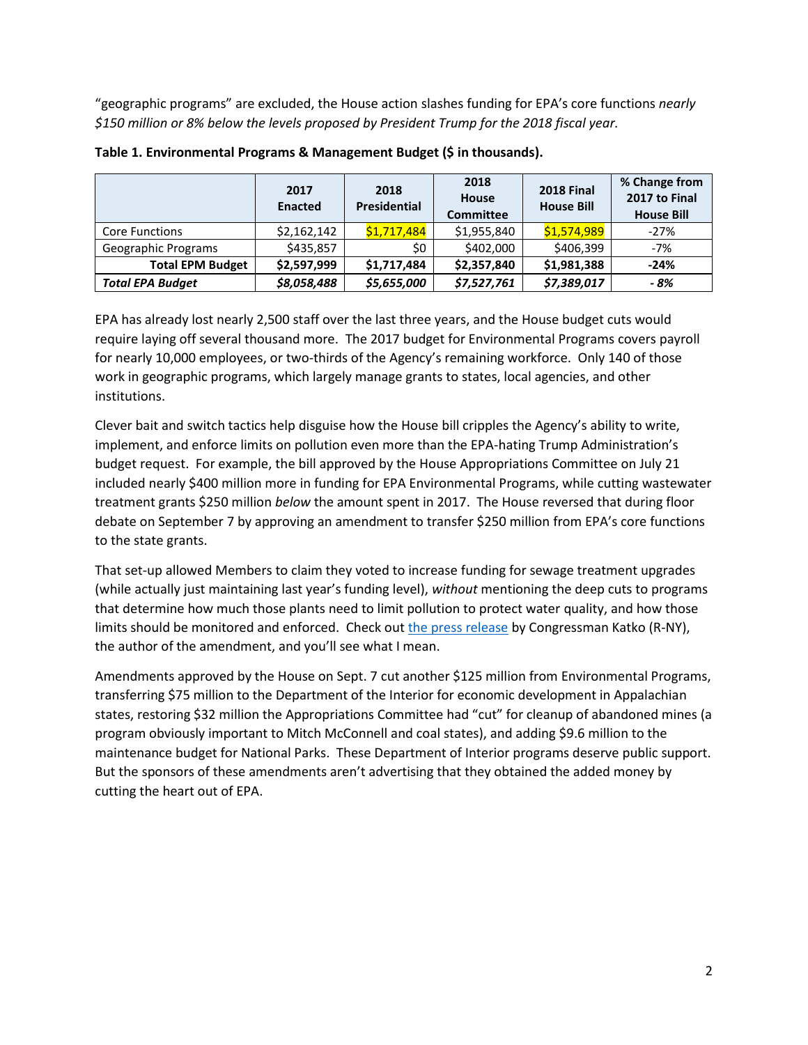"geographic programs" are excluded, the House action slashes funding for EPA's core functions *nearly $150 million or 8% below the levels proposed by President Trump for the 2018 fiscal year.*

**Table 1. Environmental Programs & Management Budget ($ in thousands).**

| | 2017 Enacted | 2018 Presidential | 2018 House Committee | 2018 Final House Bill | % Change from 2017 to Final House Bill |
|---|---|---|---|---|---|
| Core Functions | $2,162,142 | $1,717,484 | $1,955,840 | $1,574,989 | -27% |
| Geographic Programs | $435,857 | $0 | $402,000 | $406,399 | -7% |
| **Total EPM Budget** | **$2,597,999** | **$1,717,484** | **$2,357,840** | **$1,981,388** | **-24%** |
| ***Total EPA Budget*** | ***$8,058,488*** | ***$5,655,000*** | ***$7,527,761*** | ***$7,389,017*** | ***- 8%*** |

EPA has already lost nearly 2,500 staff over the last three years, and the House budget cuts would require laying off several thousand more. The 2017 budget for Environmental Programs covers payroll for nearly 10,000 employees, or two-thirds of the Agency's remaining workforce. Only 140 of those work in geographic programs, which largely manage grants to states, local agencies, and other institutions.

Clever bait and switch tactics help disguise how the House bill cripples the Agency's ability to write, implement, and enforce limits on pollution even more than the EPA-hating Trump Administration's budget request. For example, the bill approved by the House Appropriations Committee on July 21 included nearly $400 million more in funding for EPA Environmental Programs, while cutting wastewater treatment grants $250 million *below* the amount spent in 2017. The House reversed that during floor debate on September 7 by approving an amendment to transfer $250 million from EPA's core functions to the state grants.

That set-up allowed Members to claim they voted to increase funding for sewage treatment upgrades (while actually just maintaining last year's funding level), *without* mentioning the deep cuts to programs that determine how much those plants need to limit pollution to protect water quality, and how those limits should be monitored and enforced. Check out the press release by Congressman Katko (R-NY), the author of the amendment, and you'll see what I mean.

Amendments approved by the House on Sept. 7 cut another $125 million from Environmental Programs, transferring $75 million to the Department of the Interior for economic development in Appalachian states, restoring $32 million the Appropriations Committee had "cut" for cleanup of abandoned mines (a program obviously important to Mitch McConnell and coal states), and adding $9.6 million to the maintenance budget for National Parks. These Department of Interior programs deserve public support. But the sponsors of these amendments aren't advertising that they obtained the added money by cutting the heart out of EPA.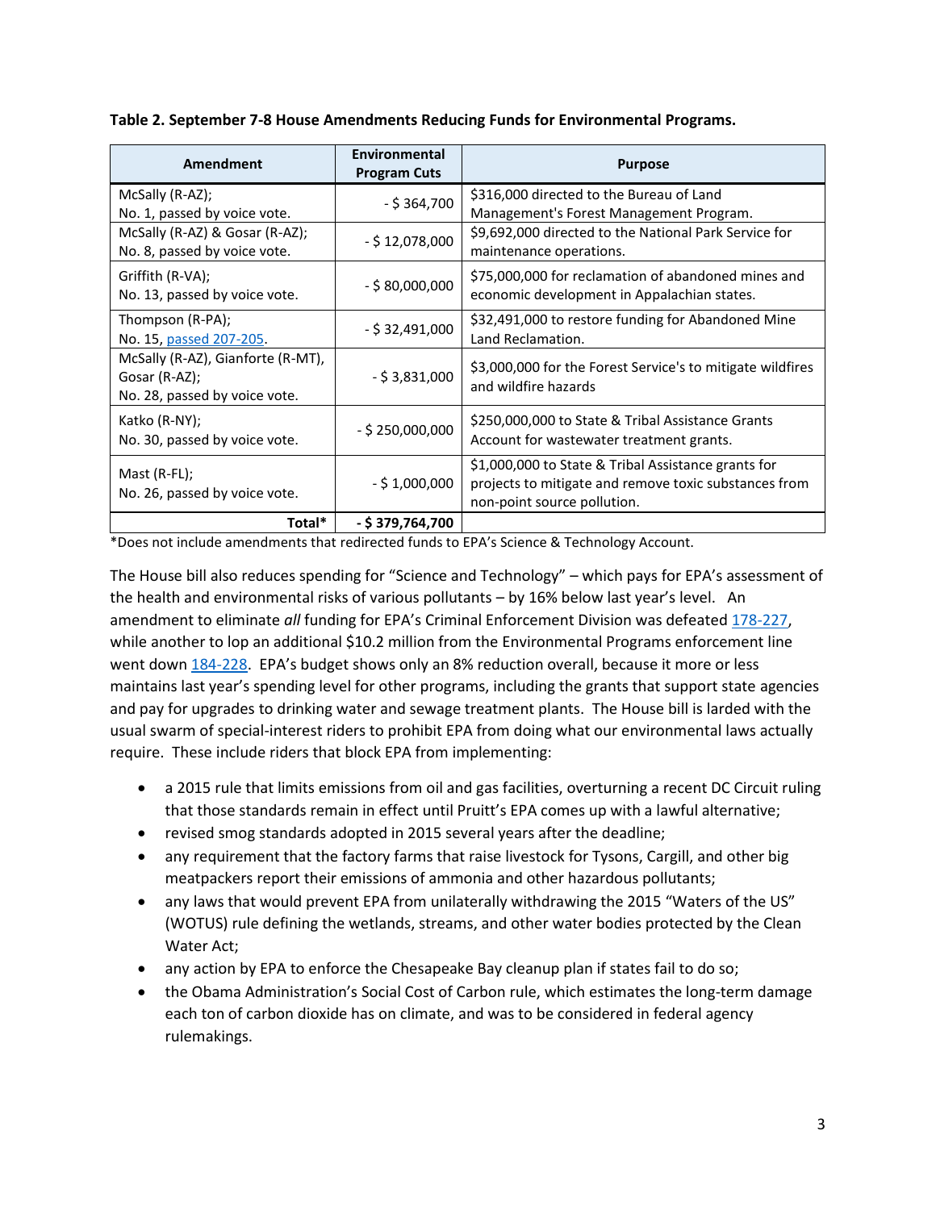**Table 2. September 7-8 House Amendments Reducing Funds for Environmental Programs.**

| Amendment | Environmental Program Cuts | Purpose |
|---|---|---|
| McSally (R-AZ); No. 1, passed by voice vote. | - $ 364,700 | $316,000 directed to the Bureau of Land Management's Forest Management Program. |
| McSally (R-AZ) & Gosar (R-AZ); No. 8, passed by voice vote. | - $ 12,078,000 | $9,692,000 directed to the National Park Service for maintenance operations. |
| Griffith (R-VA); No. 13, passed by voice vote. | - $ 80,000,000 | $75,000,000 for reclamation of abandoned mines and economic development in Appalachian states. |
| Thompson (R-PA); No. 15, passed 207-205. | - $ 32,491,000 | $32,491,000 to restore funding for Abandoned Mine Land Reclamation. |
| McSally (R-AZ), Gianforte (R-MT), Gosar (R-AZ); No. 28, passed by voice vote. | - $ 3,831,000 | $3,000,000 for the Forest Service's to mitigate wildfires and wildfire hazards |
| Katko (R-NY); No. 30, passed by voice vote. | - $ 250,000,000 | $250,000,000 to State & Tribal Assistance Grants Account for wastewater treatment grants. |
| Mast (R-FL); No. 26, passed by voice vote. | - $ 1,000,000 | $1,000,000 to State & Tribal Assistance grants for projects to mitigate and remove toxic substances from non-point source pollution. |
| **Total*** | **- $ 379,764,700** | |

*Does not include amendments that redirected funds to EPA's Science & Technology Account.

The House bill also reduces spending for "Science and Technology" – which pays for EPA's assessment of the health and environmental risks of various pollutants – by 16% below last year's level. An amendment to eliminate *all* funding for EPA's Criminal Enforcement Division was defeated 178-227, while another to lop an additional $10.2 million from the Environmental Programs enforcement line went down 184-228. EPA's budget shows only an 8% reduction overall, because it more or less maintains last year's spending level for other programs, including the grants that support state agencies and pay for upgrades to drinking water and sewage treatment plants. The House bill is larded with the usual swarm of special-interest riders to prohibit EPA from doing what our environmental laws actually require. These include riders that block EPA from implementing:

- a 2015 rule that limits emissions from oil and gas facilities, overturning a recent DC Circuit ruling that those standards remain in effect until Pruitt's EPA comes up with a lawful alternative;
- revised smog standards adopted in 2015 several years after the deadline;
- any requirement that the factory farms that raise livestock for Tysons, Cargill, and other big meatpackers report their emissions of ammonia and other hazardous pollutants;
- any laws that would prevent EPA from unilaterally withdrawing the 2015 "Waters of the US" (WOTUS) rule defining the wetlands, streams, and other water bodies protected by the Clean Water Act;
- any action by EPA to enforce the Chesapeake Bay cleanup plan if states fail to do so;
- the Obama Administration's Social Cost of Carbon rule, which estimates the long-term damage each ton of carbon dioxide has on climate, and was to be considered in federal agency rulemakings.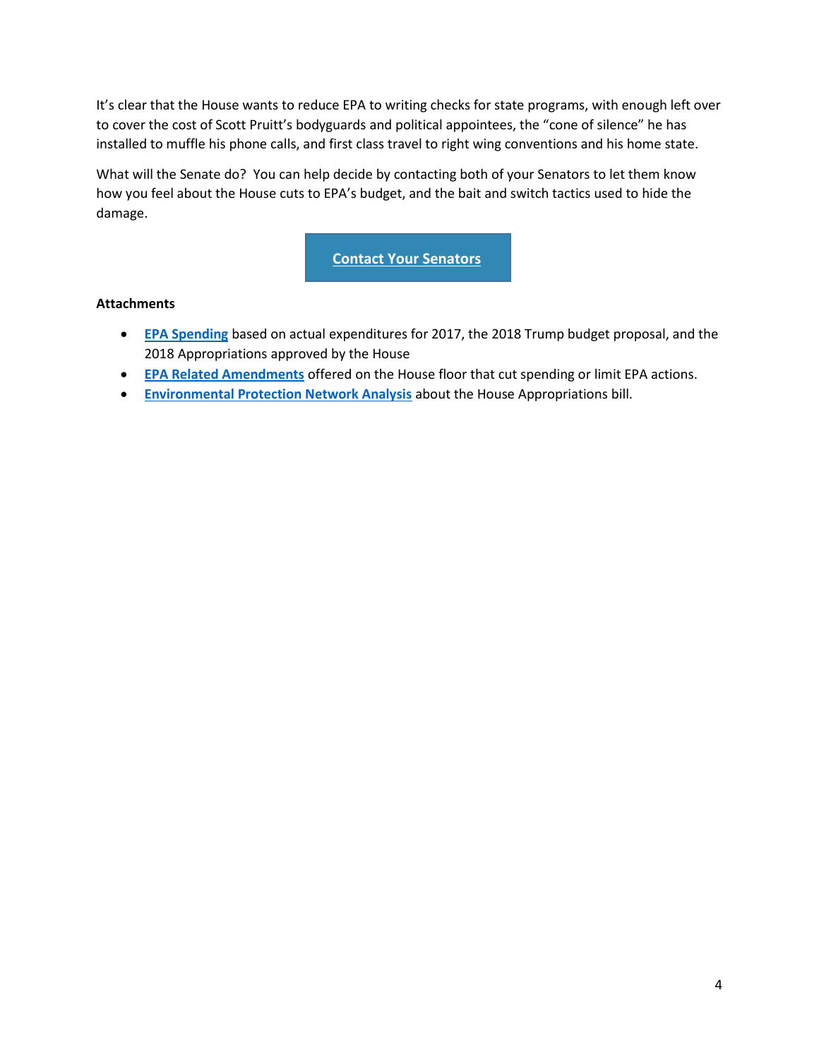It's clear that the House wants to reduce EPA to writing checks for state programs, with enough left over to cover the cost of Scott Pruitt's bodyguards and political appointees, the "cone of silence" he has installed to muffle his phone calls, and first class travel to right wing conventions and his home state.

What will the Senate do? You can help decide by contacting both of your Senators to let them know how you feel about the House cuts to EPA's budget, and the bait and switch tactics used to hide the damage.

**Contact Your Senators**

**Attachments**

- **EPA Spending** based on actual expenditures for 2017, the 2018 Trump budget proposal, and the 2018 Appropriations approved by the House
- **EPA Related Amendments** offered on the House floor that cut spending or limit EPA actions.
- **Environmental Protection Network Analysis** about the House Appropriations bill.